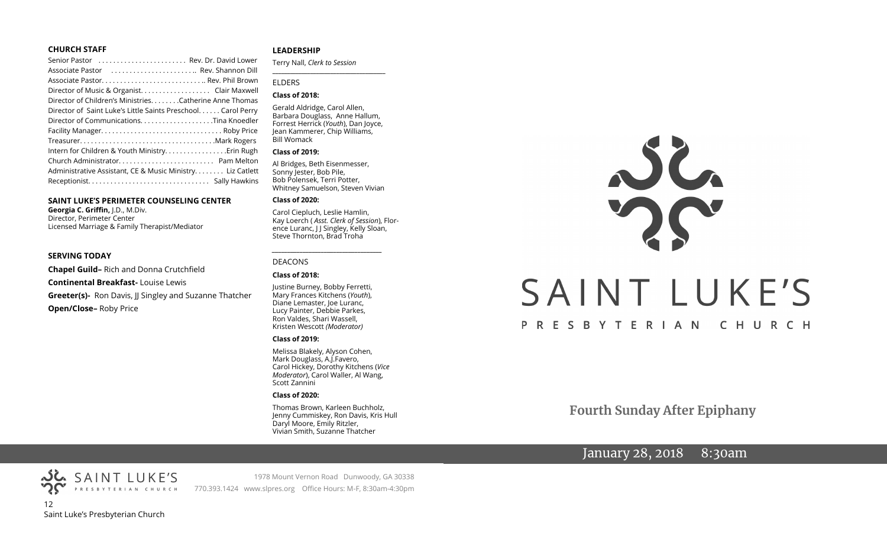## CHURCH STAFF

Senior Pastor . . . . . . . . . . . . . . . . . . . . . . . . Rev. Dr. David Lower
Associate Pastor . . . . . . . . . . . . . . . . . . . . . . .. Rev. Shannon Dill
Associate Pastor. . . . . . . . . . . . . . . . . . . . . . . . . . . .. Rev. Phil Brown
Director of Music & Organist. . . . . . . . . . . . . . . . . . . Clair Maxwell
Director of Children's Ministries. . . . . . . .Catherine Anne Thomas
Director of Saint Luke's Little Saints Preschool. . . . . . Carol Perry
Director of Communications. . . . . . . . . . . . . . . . . . . .Tina Knoedler
Facility Manager. . . . . . . . . . . . . . . . . . . . . . . . . . . . . . . . . Roby Price
Treasurer. . . . . . . . . . . . . . . . . . . . . . . . . . . . . . . . . . . . .Mark Rogers
Intern for Children & Youth Ministry. . . . . . . . . . . . . . . . .Erin Rugh
Church Administrator. . . . . . . . . . . . . . . . . . . . . . . . . . Pam Melton
Administrative Assistant, CE & Music Ministry. . . . . . . . Liz Catlett
Receptionist. . . . . . . . . . . . . . . . . . . . . . . . . . . . . . . . . Sally Hawkins

## SAINT LUKE'S PERIMETER COUNSELING CENTER

**Georgia C. Griffin,** J.D., M.Div.
Director, Perimeter Center
Licensed Marriage & Family Therapist/Mediator

## SERVING TODAY

**Chapel Guild–** Rich and Donna Crutchfield
**Continental Breakfast-** Louise Lewis
**Greeter(s)-** Ron Davis, JJ Singley and Suzanne Thatcher
**Open/Close–** Roby Price

## LEADERSHIP

Terry Nall, *Clerk to Session*

### ELDERS

**Class of 2018:**

Gerald Aldridge, Carol Allen, Barbara Douglass, Anne Hallum, Forrest Herrick (*Youth*), Dan Joyce, Jean Kammerer, Chip Williams, Bill Womack

**Class of 2019:**

Al Bridges, Beth Eisenmesser, Sonny Jester, Bob Pile, Bob Polensek, Terri Potter, Whitney Samuelson, Steven Vivian

**Class of 2020:**

Carol Ciepluch, Leslie Hamlin, Kay Loerch ( *Asst. Clerk of Session*), Florence Luranc, J J Singley, Kelly Sloan, Steve Thornton, Brad Troha

### DEACONS

**Class of 2018:**

Justine Burney, Bobby Ferretti, Mary Frances Kitchens (*Youth*), Diane Lemaster, Joe Luranc, Lucy Painter, Debbie Parkes, Ron Valdes, Shari Wassell, Kristen Wescott *(Moderator)*

**Class of 2019:**

Melissa Blakely, Alyson Cohen, Mark Douglass, A.J.Favero, Carol Hickey, Dorothy Kitchens (*Vice Moderator*), Carol Waller, Al Wang, Scott Zannini

**Class of 2020:**

Thomas Brown, Karleen Buchholz, Jenny Cummiskey, Ron Davis, Kris Hull Daryl Moore, Emily Ritzler, Vivian Smith, Suzanne Thatcher

SAINT LUKE'S PRESBYTERIAN CHURCH
1978 Mount Vernon Road Dunwoody, GA 30338
770.393.1424 www.slpres.org Office Hours: M-F, 8:30am-4:30pm

# SAINT LUKE'S
PRESBYTERIAN CHURCH

## Fourth Sunday After Epiphany

January 28, 2018 8:30am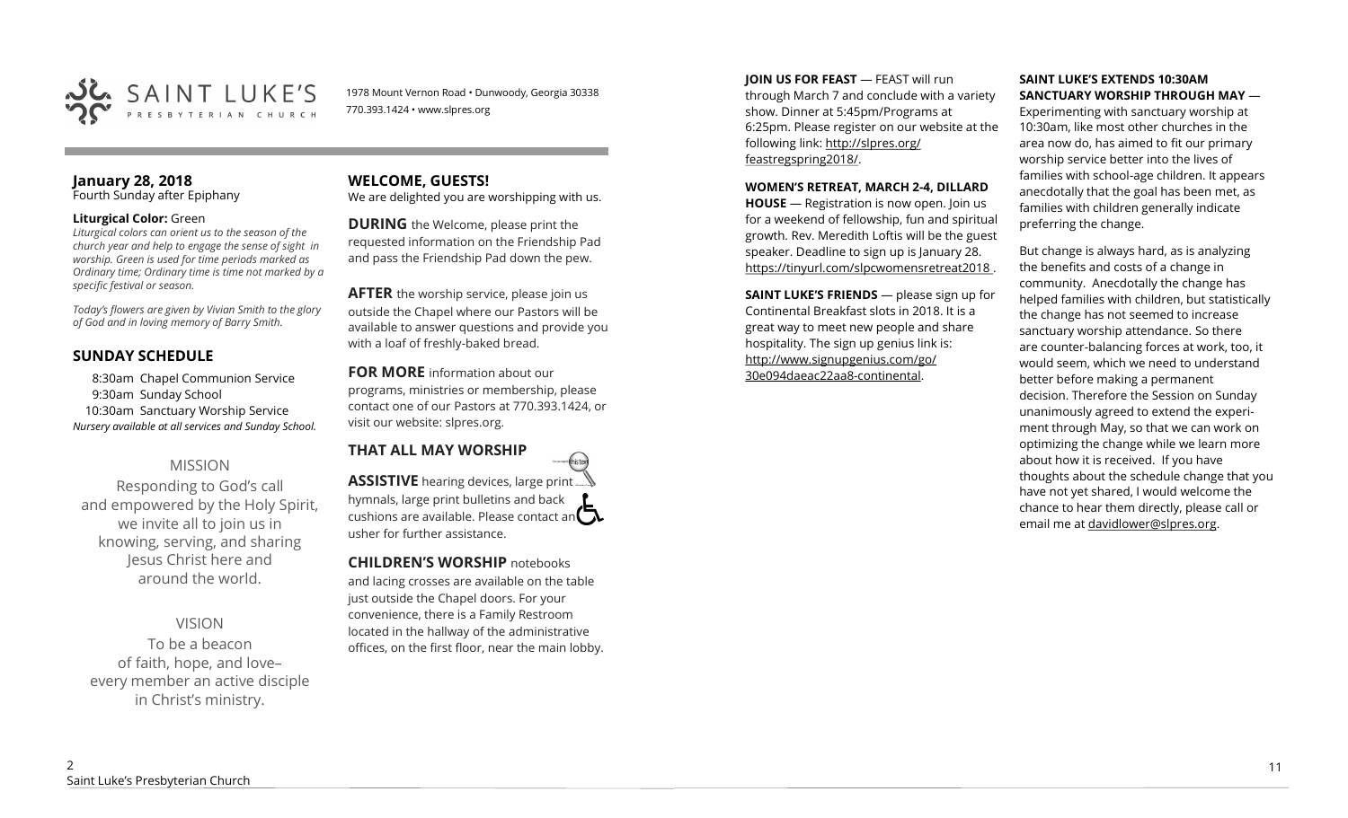SAINT LUKE'S PRESBYTERIAN CHURCH

1978 Mount Vernon Road • Dunwoody, Georgia 30338
770.393.1424 • www.slpres.org

## January 28, 2018
Fourth Sunday after Epiphany

**Liturgical Color:** Green

*Liturgical colors can orient us to the season of the church year and help to engage the sense of sight in worship. Green is used for time periods marked as Ordinary time; Ordinary time is time not marked by a specific festival or season.*

*Today's flowers are given by Vivian Smith to the glory of God and in loving memory of Barry Smith.*

## SUNDAY SCHEDULE

8:30am Chapel Communion Service
9:30am Sunday School
10:30am Sanctuary Worship Service
*Nursery available at all services and Sunday School.*

MISSION

Responding to God's call and empowered by the Holy Spirit, we invite all to join us in knowing, serving, and sharing Jesus Christ here and around the world.

VISION

To be a beacon of faith, hope, and love– every member an active disciple in Christ's ministry.

## WELCOME, GUESTS!

We are delighted you are worshipping with us.

**DURING** the Welcome, please print the requested information on the Friendship Pad and pass the Friendship Pad down the pew.

**AFTER** the worship service, please join us outside the Chapel where our Pastors will be available to answer questions and provide you with a loaf of freshly-baked bread.

**FOR MORE** information about our programs, ministries or membership, please contact one of our Pastors at 770.393.1424, or visit our website: slpres.org.

## THAT ALL MAY WORSHIP

**ASSISTIVE** hearing devices, large print hymnals, large print bulletins and back cushions are available. Please contact an usher for further assistance.

**CHILDREN'S WORSHIP** notebooks and lacing crosses are available on the table just outside the Chapel doors. For your convenience, there is a Family Restroom located in the hallway of the administrative offices, on the first floor, near the main lobby.

**JOIN US FOR FEAST** — FEAST will run through March 7 and conclude with a variety show. Dinner at 5:45pm/Programs at 6:25pm. Please register on our website at the following link: http://slpres.org/feastregspring2018/.

**WOMEN'S RETREAT, MARCH 2-4, DILLARD HOUSE** — Registration is now open. Join us for a weekend of fellowship, fun and spiritual growth. Rev. Meredith Loftis will be the guest speaker. Deadline to sign up is January 28. https://tinyurl.com/slpcwomensretreat2018 .

**SAINT LUKE'S FRIENDS** — please sign up for Continental Breakfast slots in 2018. It is a great way to meet new people and share hospitality. The sign up genius link is: http://www.signupgenius.com/go/30e094daeac22aa8-continental.

**SAINT LUKE'S EXTENDS 10:30AM SANCTUARY WORSHIP THROUGH MAY** — Experimenting with sanctuary worship at 10:30am, like most other churches in the area now do, has aimed to fit our primary worship service better into the lives of families with school-age children. It appears anecdotally that the goal has been met, as families with children generally indicate preferring the change.

But change is always hard, as is analyzing the benefits and costs of a change in community. Anecdotally the change has helped families with children, but statistically the change has not seemed to increase sanctuary worship attendance. So there are counter-balancing forces at work, too, it would seem, which we need to understand better before making a permanent decision. Therefore the Session on Sunday unanimously agreed to extend the experiment through May, so that we can work on optimizing the change while we learn more about how it is received. If you have thoughts about the schedule change that you have not yet shared, I would welcome the chance to hear them directly, please call or email me at davidlower@slpres.org.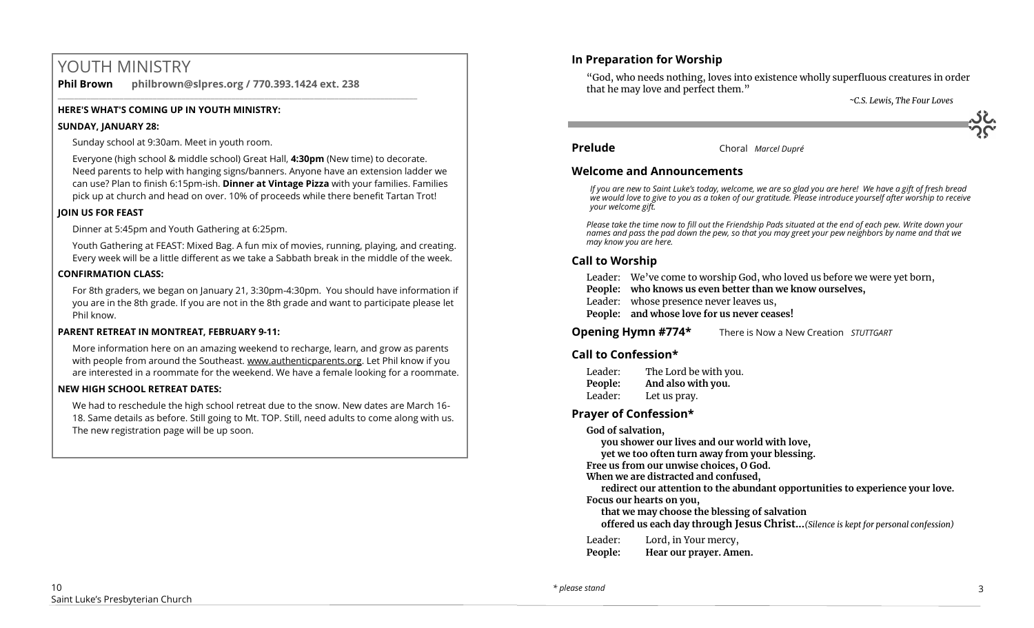# YOUTH MINISTRY

**Phil Brown** **philbrown@slpres.org / 770.393.1424 ext. 238**

**HERE'S WHAT'S COMING UP IN YOUTH MINISTRY:**

**SUNDAY, JANUARY 28:**

Sunday school at 9:30am. Meet in youth room.

Everyone (high school & middle school) Great Hall, **4:30pm** (New time) to decorate. Need parents to help with hanging signs/banners. Anyone have an extension ladder we can use? Plan to finish 6:15pm-ish. **Dinner at Vintage Pizza** with your families. Families pick up at church and head on over. 10% of proceeds while there benefit Tartan Trot!

**JOIN US FOR FEAST**

Dinner at 5:45pm and Youth Gathering at 6:25pm.

Youth Gathering at FEAST: Mixed Bag. A fun mix of movies, running, playing, and creating. Every week will be a little different as we take a Sabbath break in the middle of the week.

**CONFIRMATION CLASS:**

For 8th graders, we began on January 21, 3:30pm-4:30pm. You should have information if you are in the 8th grade. If you are not in the 8th grade and want to participate please let Phil know.

**PARENT RETREAT IN MONTREAT, FEBRUARY 9-11:**

More information here on an amazing weekend to recharge, learn, and grow as parents with people from around the Southeast. www.authenticparents.org. Let Phil know if you are interested in a roommate for the weekend. We have a female looking for a roommate.

**NEW HIGH SCHOOL RETREAT DATES:**

We had to reschedule the high school retreat due to the snow. New dates are March 16-18. Same details as before. Still going to Mt. TOP. Still, need adults to come along with us. The new registration page will be up soon.

## In Preparation for Worship

"God, who needs nothing, loves into existence wholly superfluous creatures in order that he may love and perfect them."

*~C.S. Lewis, The Four Loves*

**Prelude** Choral *Marcel Dupré*

## Welcome and Announcements

*If you are new to Saint Luke's today, welcome, we are so glad you are here! We have a gift of fresh bread we would love to give to you as a token of our gratitude. Please introduce yourself after worship to receive your welcome gift.*

*Please take the time now to fill out the Friendship Pads situated at the end of each pew. Write down your names and pass the pad down the pew, so that you may greet your pew neighbors by name and that we may know you are here.*

## Call to Worship

Leader: We've come to worship God, who loved us before we were yet born,
**People: who knows us even better than we know ourselves,**
Leader: whose presence never leaves us,
**People: and whose love for us never ceases!**

**Opening Hymn #774*** There is Now a New Creation *STUTTGART*

## Call to Confession*

Leader: The Lord be with you.
**People: And also with you.**
Leader: Let us pray.

## Prayer of Confession*

**God of salvation,**
**you shower our lives and our world with love,**
**yet we too often turn away from your blessing.**
**Free us from our unwise choices, O God.**
**When we are distracted and confused,**
**redirect our attention to the abundant opportunities to experience your love.**
**Focus our hearts on you,**
**that we may choose the blessing of salvation**
**offered us each day through Jesus Christ...** *(Silence is kept for personal confession)*

Leader: Lord, in Your mercy,
**People: Hear our prayer. Amen.**

*\* please stand*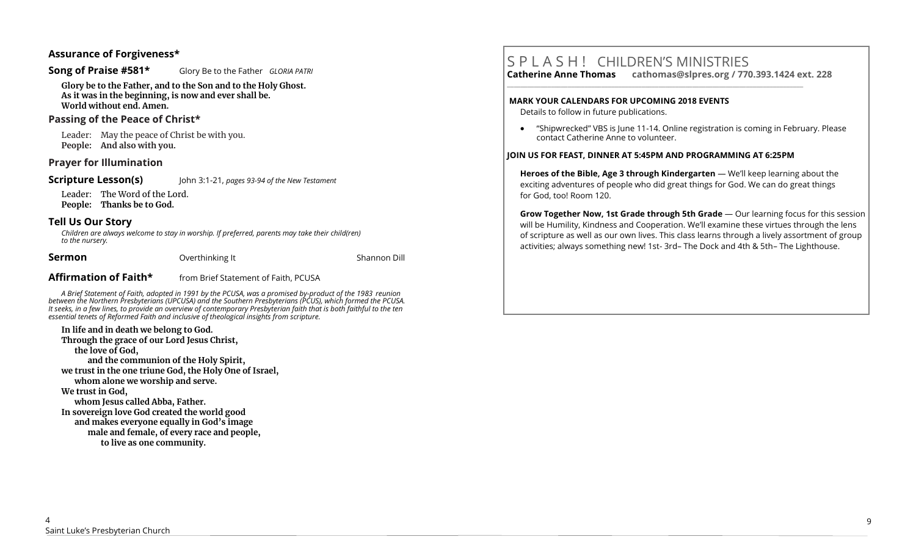### Assurance of Forgiveness*

**Song of Praise #581*** Glory Be to the Father *GLORIA PATRI*

**Glory be to the Father, and to the Son and to the Holy Ghost.**
**As it was in the beginning, is now and ever shall be.**
**World without end. Amen.**

### Passing of the Peace of Christ*

Leader: May the peace of Christ be with you.
**People: And also with you.**

### Prayer for Illumination

**Scripture Lesson(s)** John 3:1-21, *pages 93-94 of the New Testament*

Leader: The Word of the Lord.
**People: Thanks be to God.**

### Tell Us Our Story

*Children are always welcome to stay in worship. If preferred, parents may take their child(ren) to the nursery.*

**Sermon** Overthinking It Shannon Dill

**Affirmation of Faith*** from Brief Statement of Faith, PCUSA

*A Brief Statement of Faith, adopted in 1991 by the PCUSA, was a promised by-product of the 1983 reunion between the Northern Presbyterians (UPCUSA) and the Southern Presbyterians (PCUS), which formed the PCUSA. It seeks, in a few lines, to provide an overview of contemporary Presbyterian faith that is both faithful to the ten essential tenets of Reformed Faith and inclusive of theological insights from scripture.*

**In life and in death we belong to God.**
**Through the grace of our Lord Jesus Christ,**
**the love of God,**
**and the communion of the Holy Spirit,**
**we trust in the one triune God, the Holy One of Israel,**
**whom alone we worship and serve.**
**We trust in God,**
**whom Jesus called Abba, Father.**
**In sovereign love God created the world good**
**and makes everyone equally in God's image**
**male and female, of every race and people,**
**to live as one community.**

# S P L A S H ! CHILDREN'S MINISTRIES

**Catherine Anne Thomas cathomas@slpres.org / 770.393.1424 ext. 228**

**MARK YOUR CALENDARS FOR UPCOMING 2018 EVENTS**

Details to follow in future publications.

- "Shipwrecked" VBS is June 11-14. Online registration is coming in February. Please contact Catherine Anne to volunteer.

**JOIN US FOR FEAST, DINNER AT 5:45PM AND PROGRAMMING AT 6:25PM**

**Heroes of the Bible, Age 3 through Kindergarten** — We'll keep learning about the exciting adventures of people who did great things for God. We can do great things for God, too! Room 120.

**Grow Together Now, 1st Grade through 5th Grade** — Our learning focus for this session will be Humility, Kindness and Cooperation. We'll examine these virtues through the lens of scripture as well as our own lives. This class learns through a lively assortment of group activities; always something new! 1st- 3rd– The Dock and 4th & 5th– The Lighthouse.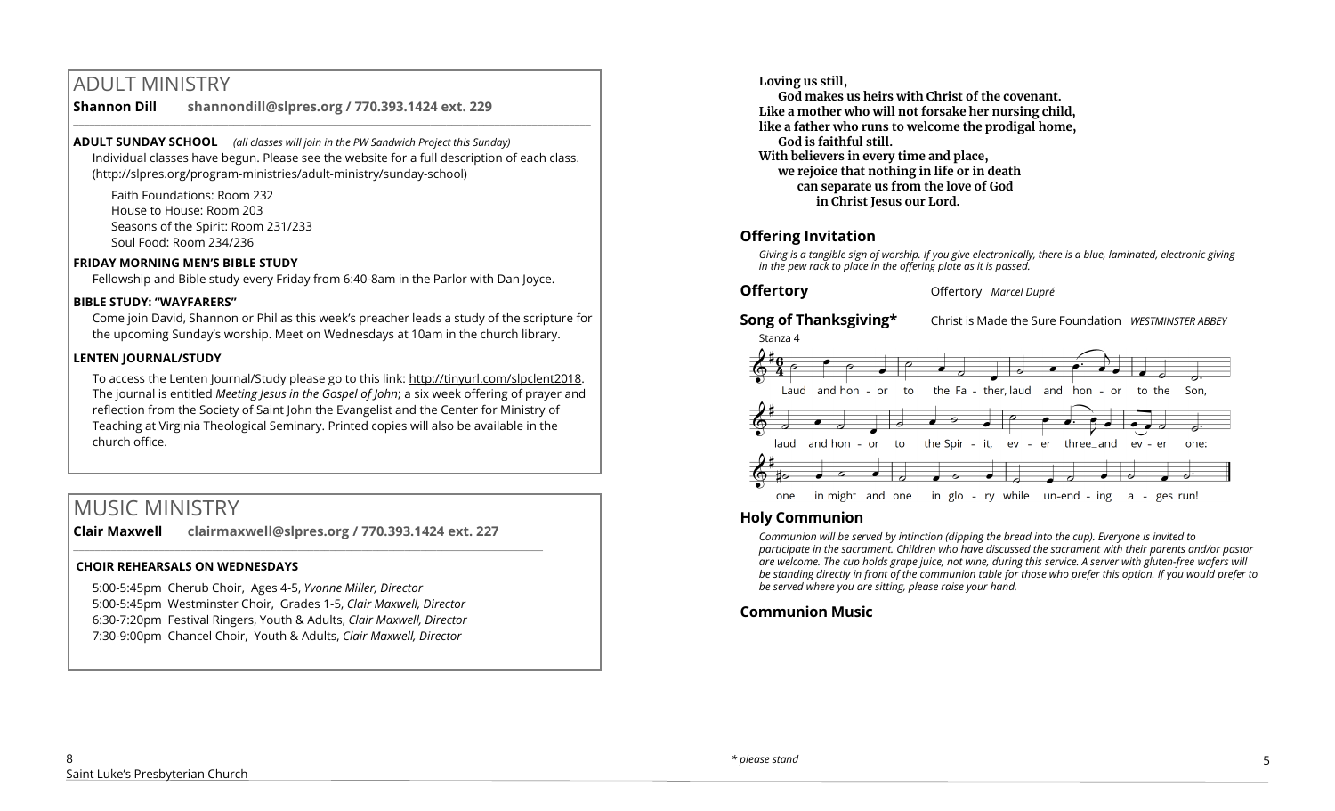# ADULT MINISTRY

**Shannon Dill** **shannondill@slpres.org / 770.393.1424 ext. 229**

**ADULT SUNDAY SCHOOL** *(all classes will join in the PW Sandwich Project this Sunday)*

Individual classes have begun. Please see the website for a full description of each class. (http://slpres.org/program-ministries/adult-ministry/sunday-school)

Faith Foundations: Room 232
House to House: Room 203
Seasons of the Spirit: Room 231/233
Soul Food: Room 234/236

**FRIDAY MORNING MEN'S BIBLE STUDY**

Fellowship and Bible study every Friday from 6:40-8am in the Parlor with Dan Joyce.

**BIBLE STUDY: "WAYFARERS"**

Come join David, Shannon or Phil as this week's preacher leads a study of the scripture for the upcoming Sunday's worship. Meet on Wednesdays at 10am in the church library.

**LENTEN JOURNAL/STUDY**

To access the Lenten Journal/Study please go to this link: http://tinyurl.com/slpclent2018. The journal is entitled *Meeting Jesus in the Gospel of John*; a six week offering of prayer and reflection from the Society of Saint John the Evangelist and the Center for Ministry of Teaching at Virginia Theological Seminary. Printed copies will also be available in the church office.

# MUSIC MINISTRY

**Clair Maxwell** **clairmaxwell@slpres.org / 770.393.1424 ext. 227**

**CHOIR REHEARSALS ON WEDNESDAYS**

5:00-5:45pm Cherub Choir, Ages 4-5, *Yvonne Miller, Director*
5:00-5:45pm Westminster Choir, Grades 1-5, *Clair Maxwell, Director*
6:30-7:20pm Festival Ringers, Youth & Adults, *Clair Maxwell, Director*
7:30-9:00pm Chancel Choir, Youth & Adults, *Clair Maxwell, Director*

**Loving us still,**
**God makes us heirs with Christ of the covenant.**
**Like a mother who will not forsake her nursing child,**
**like a father who runs to welcome the prodigal home,**
**God is faithful still.**
**With believers in every time and place,**
**we rejoice that nothing in life or in death**
**can separate us from the love of God**
**in Christ Jesus our Lord.**

**Offering Invitation**

*Giving is a tangible sign of worship. If you give electronically, there is a blue, laminated, electronic giving in the pew rack to place in the offering plate as it is passed.*

**Offertory** Offertory *Marcel Dupré*

**Song of Thanksgiving*** Christ is Made the Sure Foundation *WESTMINSTER ABBEY*

Stanza 4

Laud and hon - or to the Fa - ther, laud and hon - or to the Son,
laud and hon - or to the Spir - it, ev - er three and ev - er one:
one in might and one in glo - ry while un-end - ing a - ges run!

**Holy Communion**

*Communion will be served by intinction (dipping the bread into the cup). Everyone is invited to participate in the sacrament. Children who have discussed the sacrament with their parents and/or pastor are welcome. The cup holds grape juice, not wine, during this service. A server with gluten-free wafers will be standing directly in front of the communion table for those who prefer this option. If you would prefer to be served where you are sitting, please raise your hand.*

**Communion Music**

*\* please stand*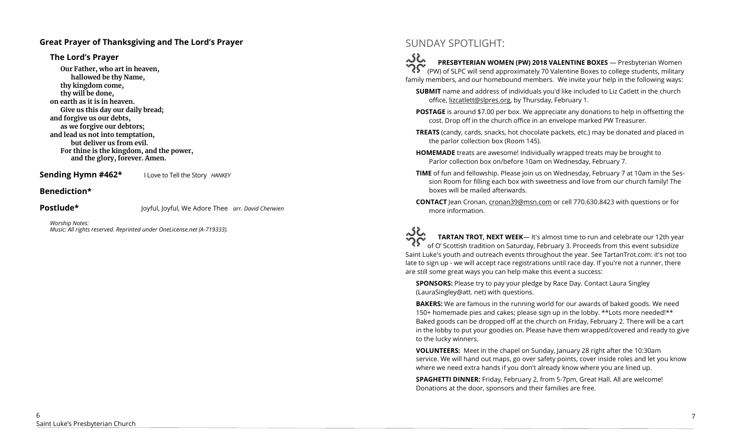## Great Prayer of Thanksgiving and The Lord's Prayer

### The Lord's Prayer

**Our Father, who art in heaven,**
**hallowed be thy Name,**
**thy kingdom come,**
**thy will be done,**
**on earth as it is in heaven.**
**Give us this day our daily bread;**
**and forgive us our debts,**
**as we forgive our debtors;**
**and lead us not into temptation,**
**but deliver us from evil.**
**For thine is the kingdom, and the power,**
**and the glory, forever. Amen.**

**Sending Hymn #462*** I Love to Tell the Story *HANKEY*

**Benediction***

**Postlude*** Joyful, Joyful, We Adore Thee *arr. David Cherwien*

*Worship Notes:*
*Music: All rights reserved. Reprinted under OneLicense.net (A-719333).*

# SUNDAY SPOTLIGHT:

**PRESBYTERIAN WOMEN (PW) 2018 VALENTINE BOXES** — Presbyterian Women (PW) of SLPC will send approximately 70 Valentine Boxes to college students, military family members, and our homebound members. We invite your help in the following ways:

**SUBMIT** name and address of individuals you'd like included to Liz Catlett in the church office, lizcatlett@slpres.org, by Thursday, February 1.

**POSTAGE** is around $7.00 per box. We appreciate any donations to help in offsetting the cost. Drop off in the church office in an envelope marked PW Treasurer.

**TREATS** (candy, cards, snacks, hot chocolate packets, etc.) may be donated and placed in the parlor collection box (Room 145).

**HOMEMADE** treats are awesome! Individually wrapped treats may be brought to Parlor collection box on/before 10am on Wednesday, February 7.

**TIME** of fun and fellowship. Please join us on Wednesday, February 7 at 10am in the Session Room for filling each box with sweetness and love from our church family! The boxes will be mailed afterwards.

**CONTACT** Jean Cronan, cronan39@msn.com or cell 770.630.8423 with questions or for more information.

**TARTAN TROT, NEXT WEEK**— It's almost time to run and celebrate our 12th year of O' Scottish tradition on Saturday, February 3. Proceeds from this event subsidize Saint Luke's youth and outreach events throughout the year. See TartanTrot.com: it's not too late to sign up - we will accept race registrations until race day. If you're not a runner, there are still some great ways you can help make this event a success:

**SPONSORS:** Please try to pay your pledge by Race Day. Contact Laura Singley (LauraSingley@att. net) with questions.

**BAKERS:** We are famous in the running world for our awards of baked goods. We need 150+ homemade pies and cakes; please sign up in the lobby. **Lots more needed!** Baked goods can be dropped off at the church on Friday, February 2. There will be a cart in the lobby to put your goodies on. Please have them wrapped/covered and ready to give to the lucky winners.

**VOLUNTEERS:** Meet in the chapel on Sunday, January 28 right after the 10:30am service. We will hand out maps, go over safety points, cover inside roles and let you know where we need extra hands if you don't already know where you are lined up.

**SPAGHETTI DINNER:** Friday, February 2, from 5-7pm, Great Hall. All are welcome! Donations at the door, sponsors and their families are free.